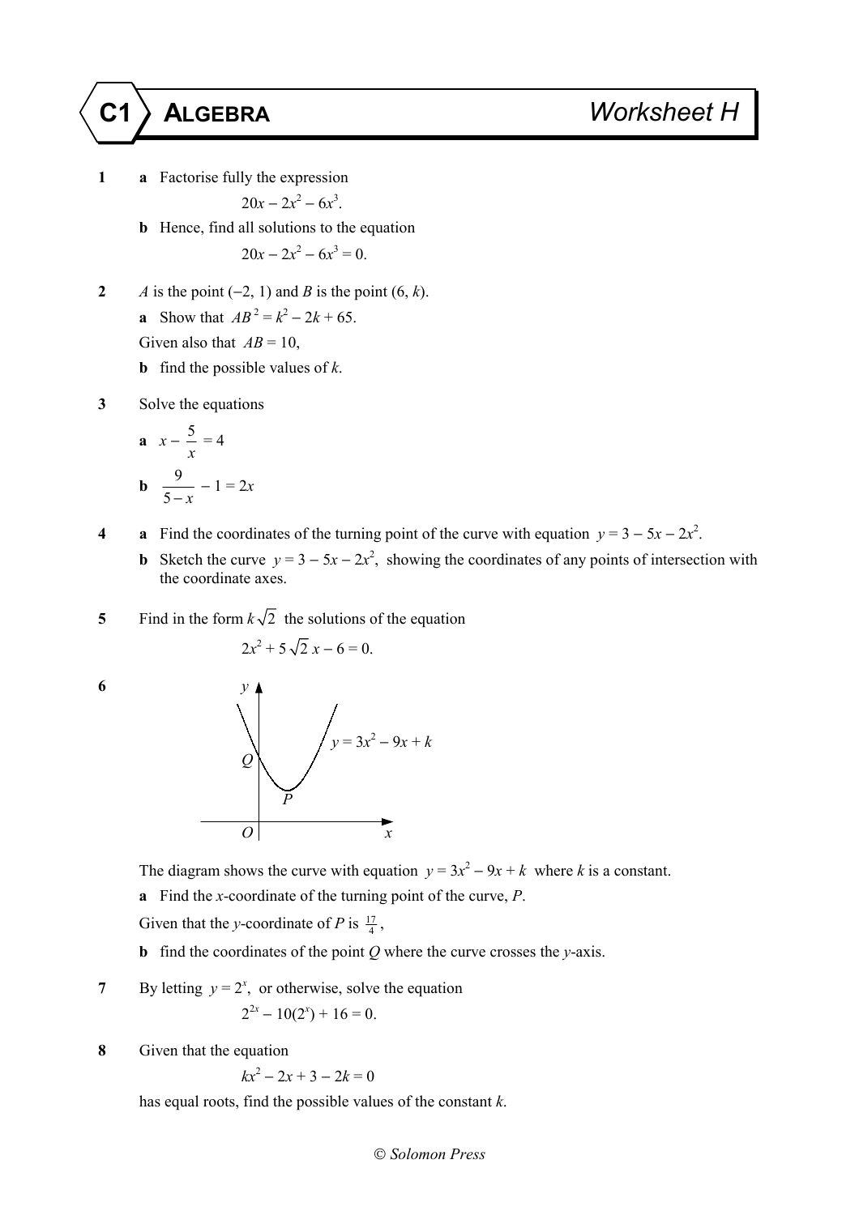# C1 ALGEBRA — Worksheet H

**1** **a** Factorise fully the expression

$$20x - 2x^2 - 6x^3.$$

**b** Hence, find all solutions to the equation

$$20x - 2x^2 - 6x^3 = 0.$$

**2** $A$ is the point $(-2, 1)$ and $B$ is the point $(6, k)$.

**a** Show that $AB^2 = k^2 - 2k + 65$.

Given also that $AB = 10$,

**b** find the possible values of $k$.

**3** Solve the equations

**a** $x - \dfrac{5}{x} = 4$

**b** $\dfrac{9}{5-x} - 1 = 2x$

**4** **a** Find the coordinates of the turning point of the curve with equation $y = 3 - 5x - 2x^2$.

**b** Sketch the curve $y = 3 - 5x - 2x^2$, showing the coordinates of any points of intersection with the coordinate axes.

**5** Find in the form $k\sqrt{2}$ the solutions of the equation

$$2x^2 + 5\sqrt{2}\,x - 6 = 0.$$

**6**

The diagram shows the curve with equation $y = 3x^2 - 9x + k$ where $k$ is a constant.

**a** Find the $x$-coordinate of the turning point of the curve, $P$.

Given that the $y$-coordinate of $P$ is $\frac{17}{4}$,

**b** find the coordinates of the point $Q$ where the curve crosses the $y$-axis.

**7** By letting $y = 2^x$, or otherwise, solve the equation

$$2^{2x} - 10(2^x) + 16 = 0.$$

**8** Given that the equation

$$kx^2 - 2x + 3 - 2k = 0$$

has equal roots, find the possible values of the constant $k$.

© Solomon Press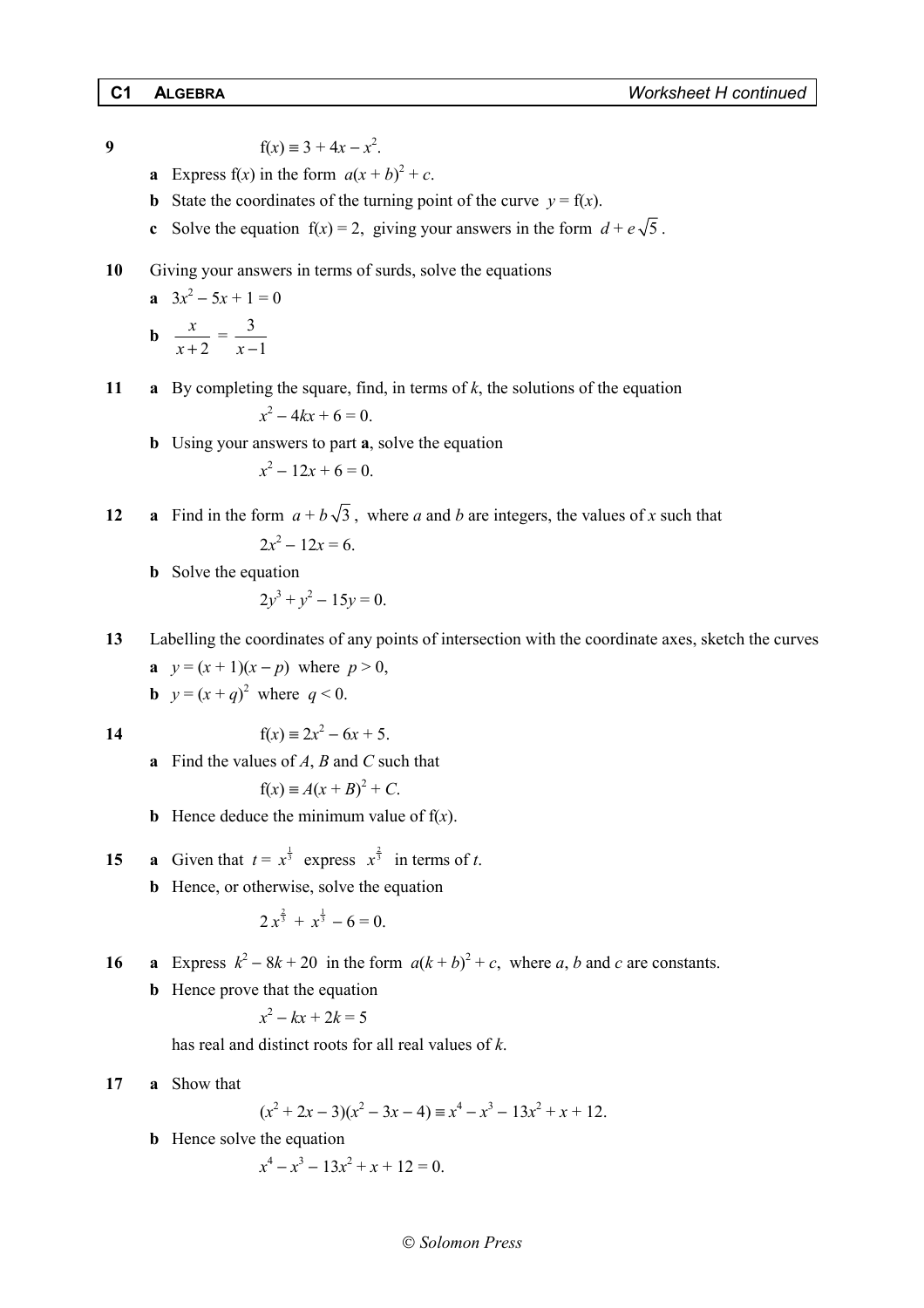**9** $\quad \text{f}(x) \equiv 3 + 4x - x^2$.

**a** Express f($x$) in the form $a(x + b)^2 + c$.

**b** State the coordinates of the turning point of the curve $y = \text{f}(x)$.

**c** Solve the equation $\text{f}(x) = 2$, giving your answers in the form $d + e\sqrt{5}$.

**10** Giving your answers in terms of surds, solve the equations

**a** $3x^2 - 5x + 1 = 0$

**b** $\dfrac{x}{x+2} = \dfrac{3}{x-1}$

**11** **a** By completing the square, find, in terms of $k$, the solutions of the equation

$$x^2 - 4kx + 6 = 0.$$

**b** Using your answers to part **a**, solve the equation

$$x^2 - 12x + 6 = 0.$$

**12** **a** Find in the form $a + b\sqrt{3}$, where $a$ and $b$ are integers, the values of $x$ such that

$$2x^2 - 12x = 6.$$

**b** Solve the equation

$$2y^3 + y^2 - 15y = 0.$$

**13** Labelling the coordinates of any points of intersection with the coordinate axes, sketch the curves

**a** $y = (x + 1)(x - p)$ where $p > 0$,

**b** $y = (x + q)^2$ where $q < 0$.

**14** $\quad \text{f}(x) \equiv 2x^2 - 6x + 5$.

**a** Find the values of $A$, $B$ and $C$ such that

$$\text{f}(x) \equiv A(x + B)^2 + C.$$

**b** Hence deduce the minimum value of f($x$).

**15** **a** Given that $t = x^{\frac{1}{3}}$ express $x^{\frac{2}{3}}$ in terms of $t$.

**b** Hence, or otherwise, solve the equation

$$2x^{\frac{2}{3}} + x^{\frac{1}{3}} - 6 = 0.$$

**16** **a** Express $k^2 - 8k + 20$ in the form $a(k + b)^2 + c$, where $a$, $b$ and $c$ are constants.

**b** Hence prove that the equation

$$x^2 - kx + 2k = 5$$

has real and distinct roots for all real values of $k$.

**17** **a** Show that

$$(x^2 + 2x - 3)(x^2 - 3x - 4) \equiv x^4 - x^3 - 13x^2 + x + 12.$$

**b** Hence solve the equation

$$x^4 - x^3 - 13x^2 + x + 12 = 0.$$